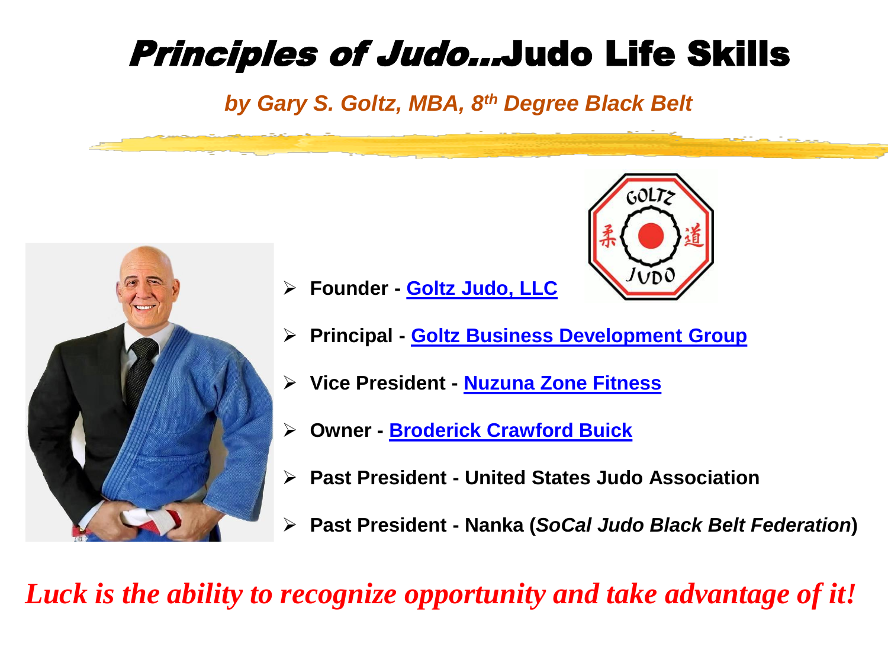# *Principles of Judo…*Judo Life Skills

***by Gary S. Goltz, MBA, 8th Degree Black Belt***

- **Founder - [Goltz Judo, LLC]**
- **Principal - [Goltz Business Development Group]**
- **Vice President - [Nuzuna Zone Fitness]**
- **Owner - [Broderick Crawford Buick]**
- **Past President - United States Judo Association**
- **Past President - Nanka (*SoCal Judo Black Belt Federation*)**

***Luck is the ability to recognize opportunity and take advantage of it!***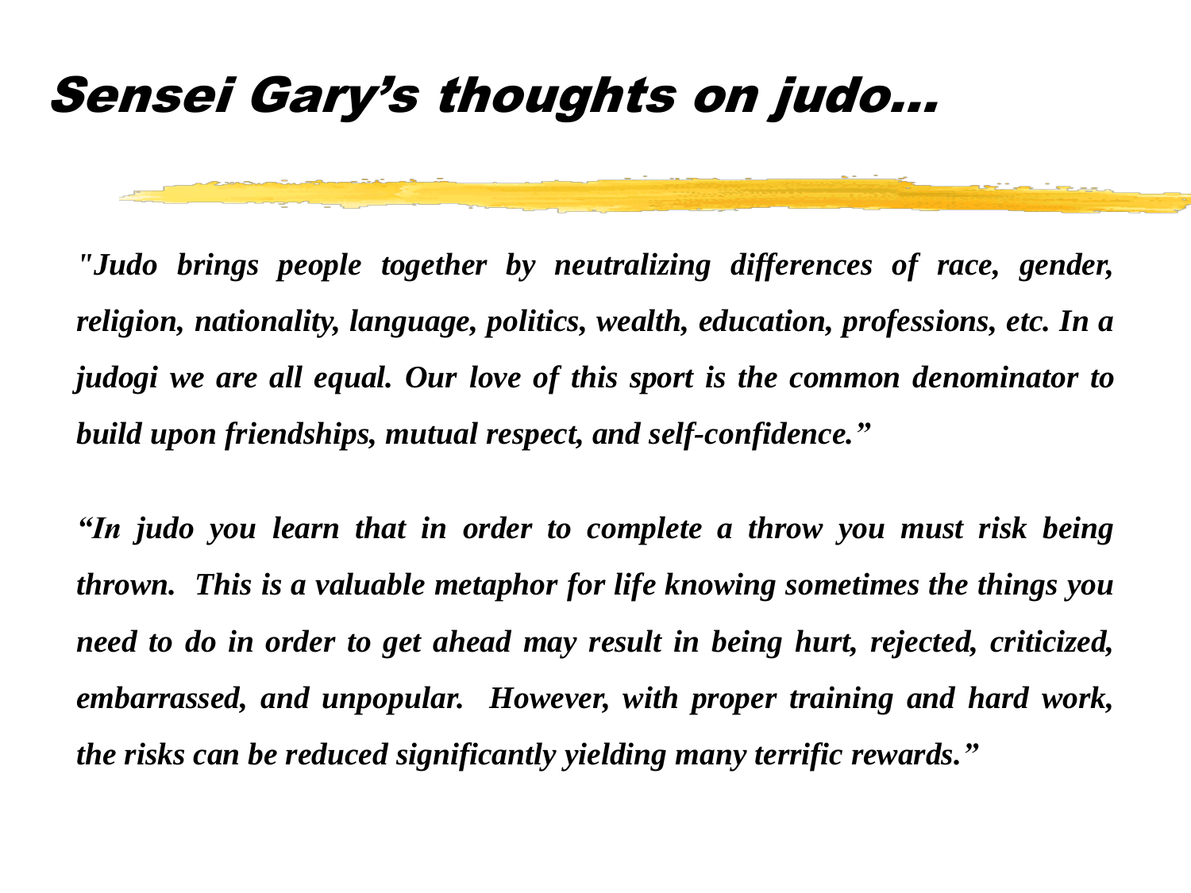# *Sensei Gary's thoughts on judo…*

***"Judo brings people together by neutralizing differences of race, gender, religion, nationality, language, politics, wealth, education, professions, etc. In a judogi we are all equal. Our love of this sport is the common denominator to build upon friendships, mutual respect, and self-confidence."***

***"In judo you learn that in order to complete a throw you must risk being thrown. This is a valuable metaphor for life knowing sometimes the things you need to do in order to get ahead may result in being hurt, rejected, criticized, embarrassed, and unpopular. However, with proper training and hard work, the risks can be reduced significantly yielding many terrific rewards."***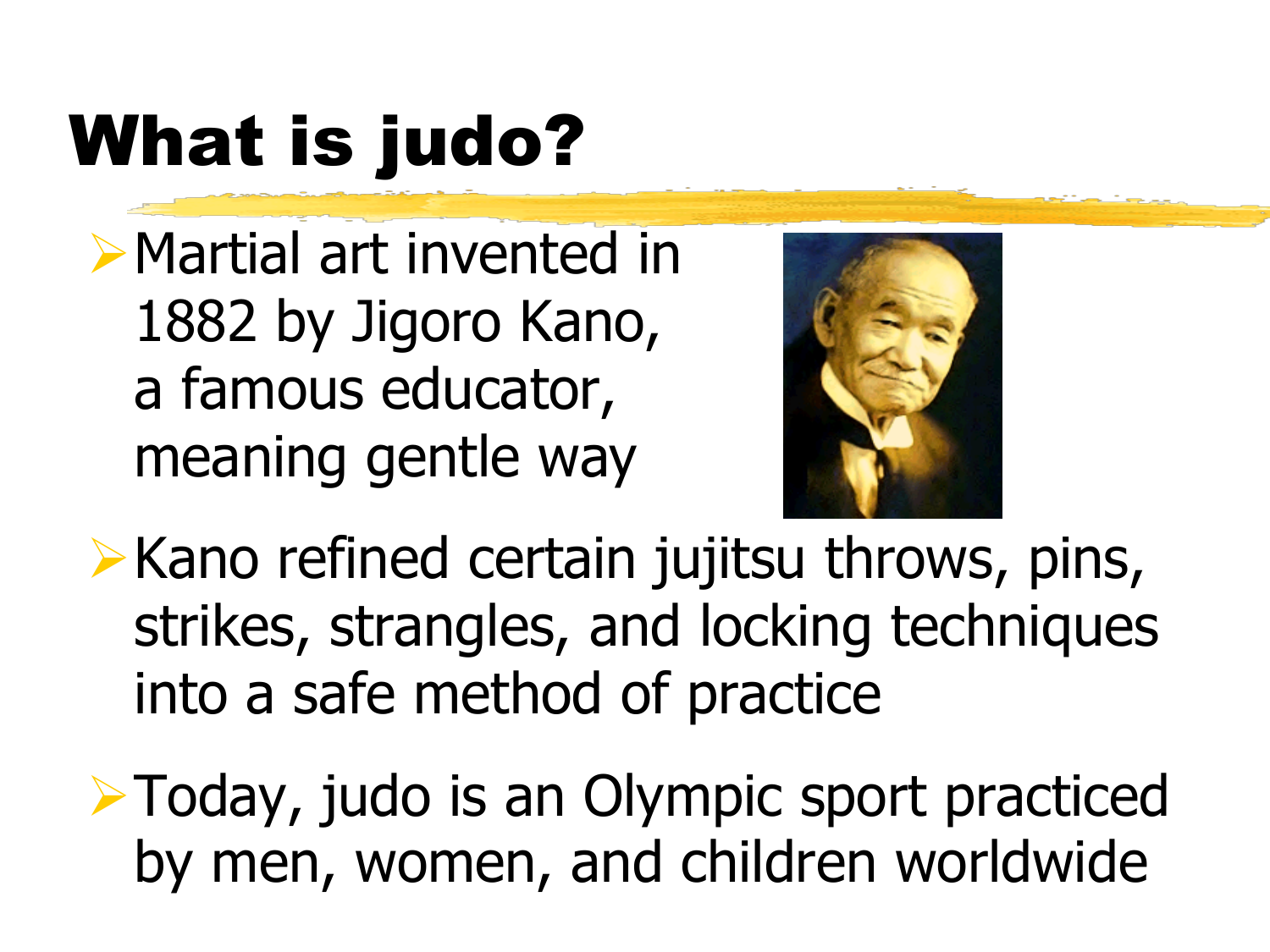# What is judo?

- Martial art invented in 1882 by Jigoro Kano, a famous educator, meaning gentle way
- Kano refined certain jujitsu throws, pins, strikes, strangles, and locking techniques into a safe method of practice
- Today, judo is an Olympic sport practiced by men, women, and children worldwide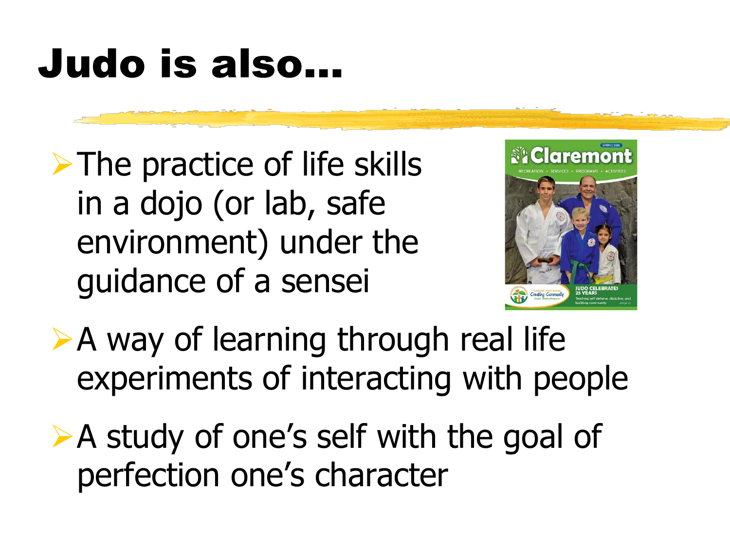# Judo is also…

- The practice of life skills in a dojo (or lab, safe environment) under the guidance of a sensei
- A way of learning through real life experiments of interacting with people
- A study of one's self with the goal of perfection one's character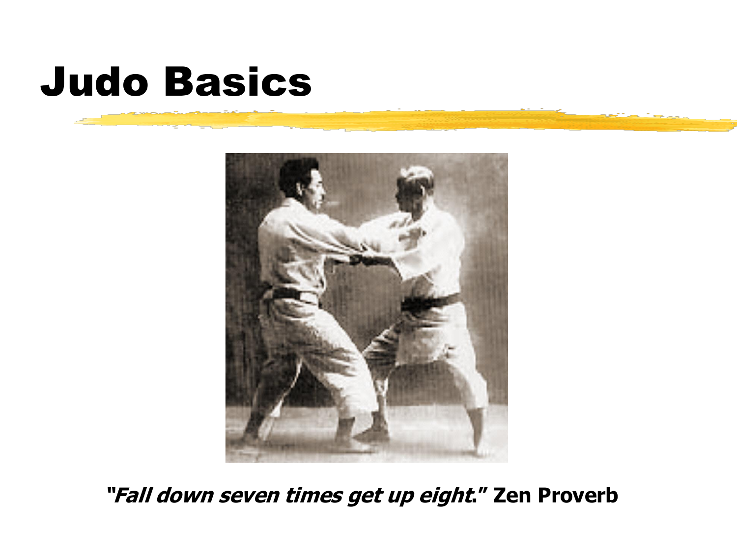# Judo Basics

***"Fall down seven times get up eight."*** **Zen Proverb**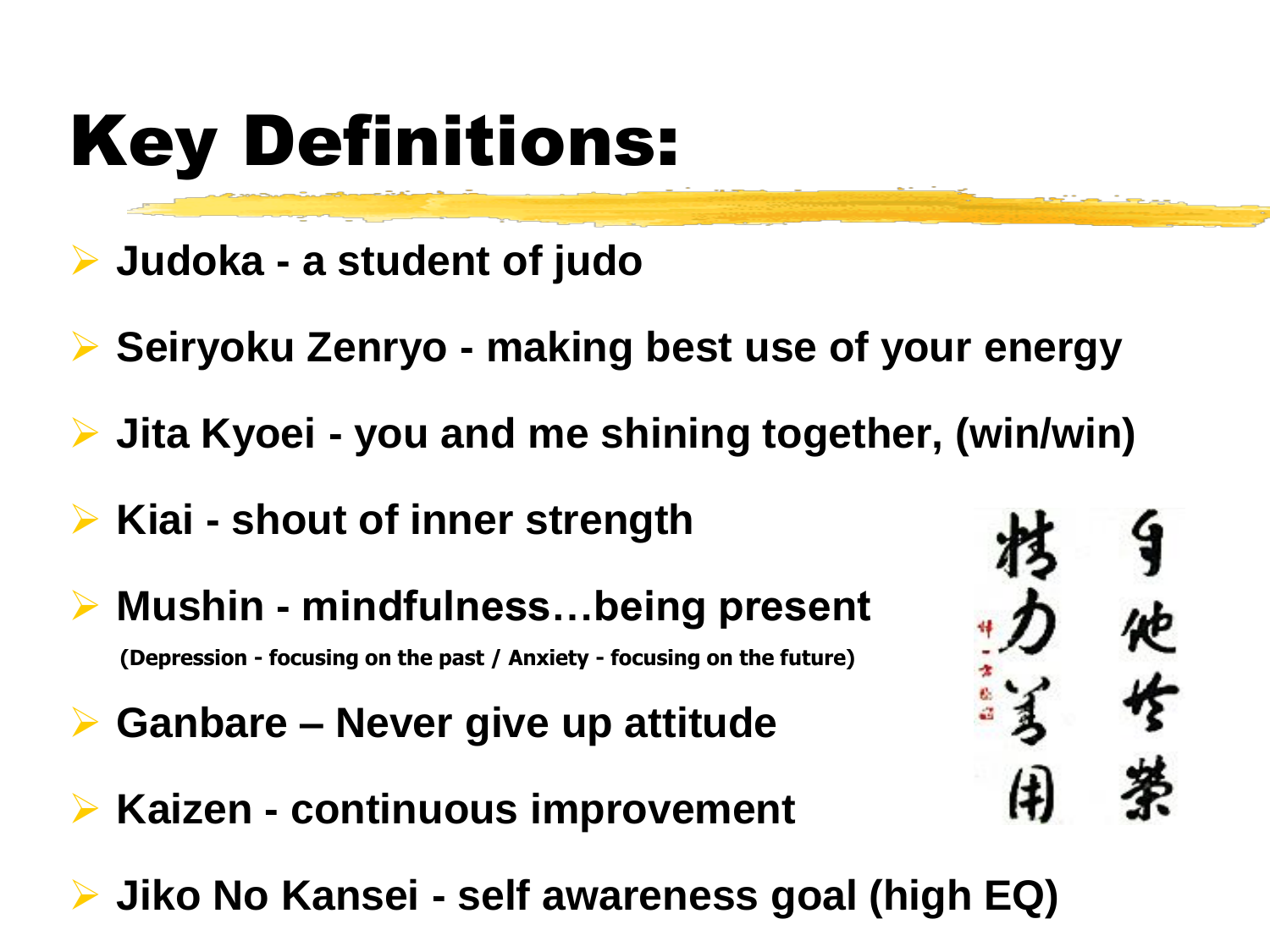# Key Definitions:

- **Judoka - a student of judo**
- **Seiryoku Zenryo - making best use of your energy**
- **Jita Kyoei - you and me shining together, (win/win)**
- **Kiai - shout of inner strength**
- **Mushin - mindfulness…being present**

  **(Depression - focusing on the past / Anxiety - focusing on the future)**
- **Ganbare – Never give up attitude**
- **Kaizen - continuous improvement**
- **Jiko No Kansei - self awareness goal (high EQ)**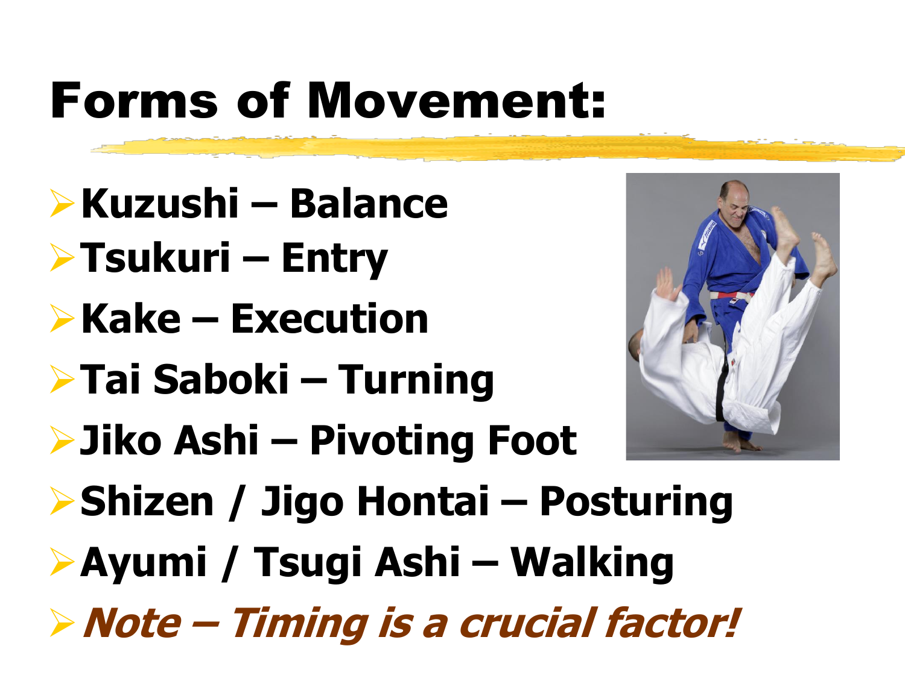# Forms of Movement:

- **Kuzushi – Balance**
- **Tsukuri – Entry**
- **Kake – Execution**
- **Tai Saboki – Turning**
- **Jiko Ashi – Pivoting Foot**
- **Shizen / Jigo Hontai – Posturing**
- **Ayumi / Tsugi Ashi – Walking**
- ***Note – Timing is a crucial factor!***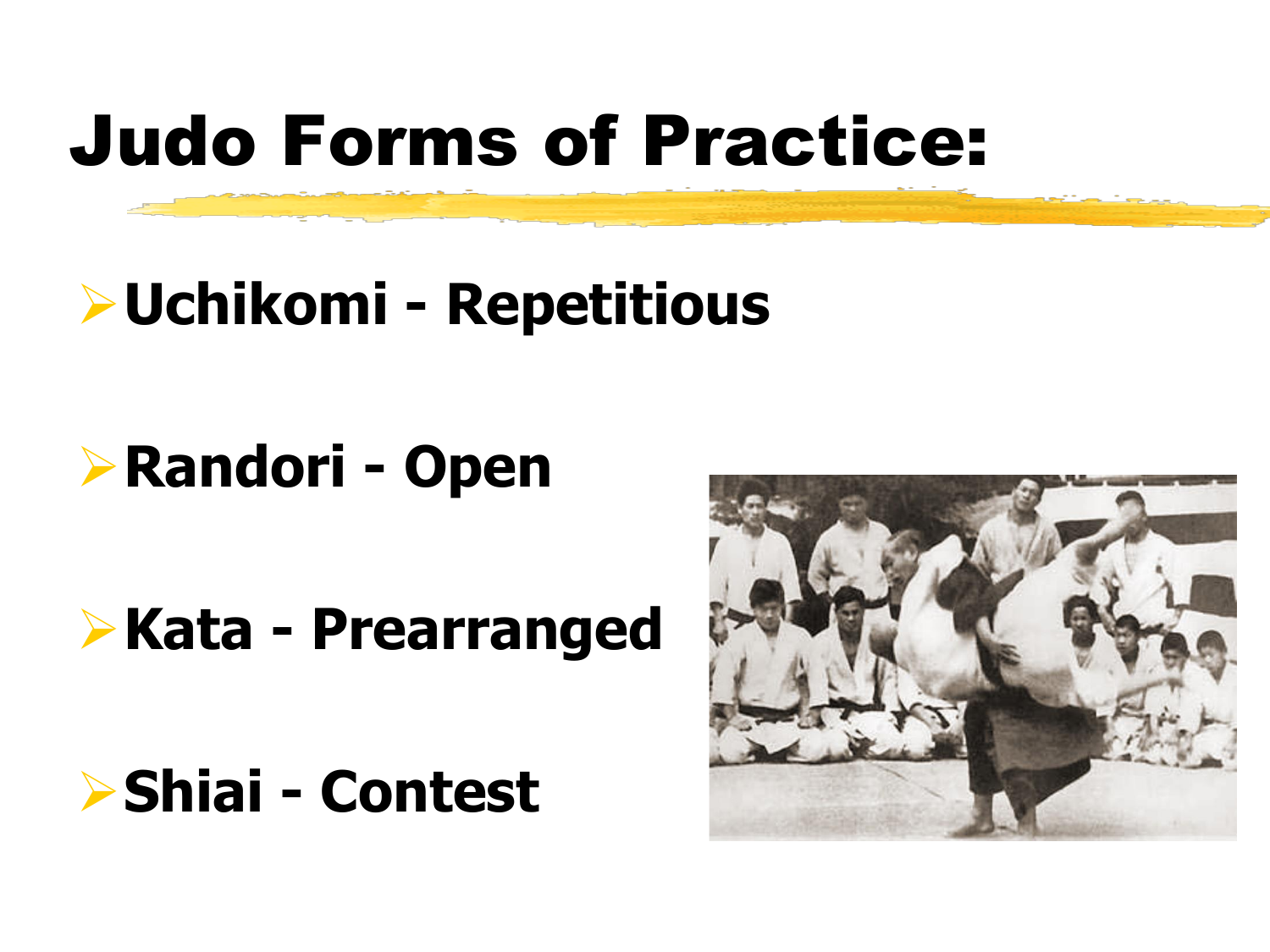# Judo Forms of Practice:

- **Uchikomi - Repetitious**
- **Randori - Open**
- **Kata - Prearranged**
- **Shiai - Contest**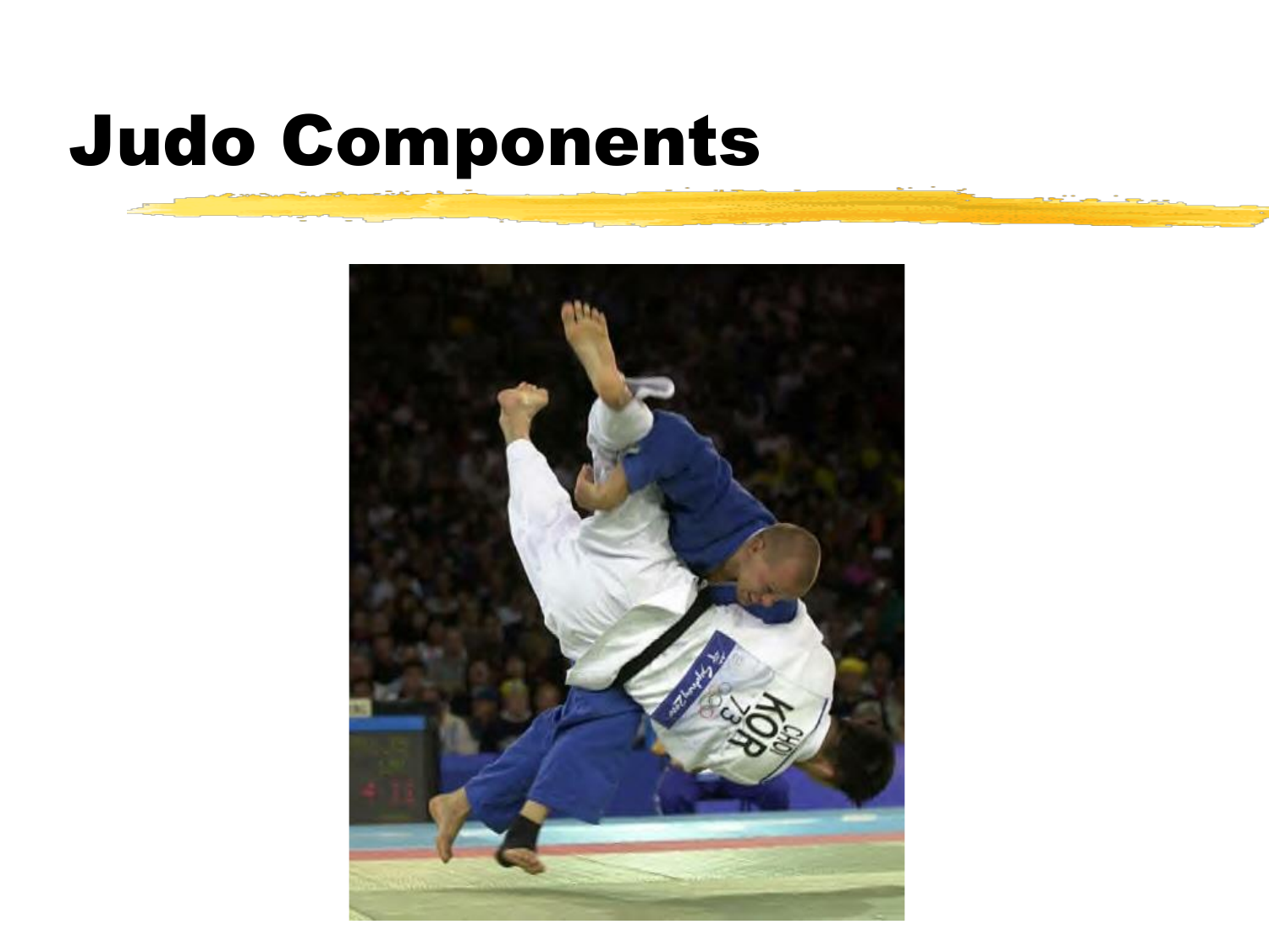# Judo Components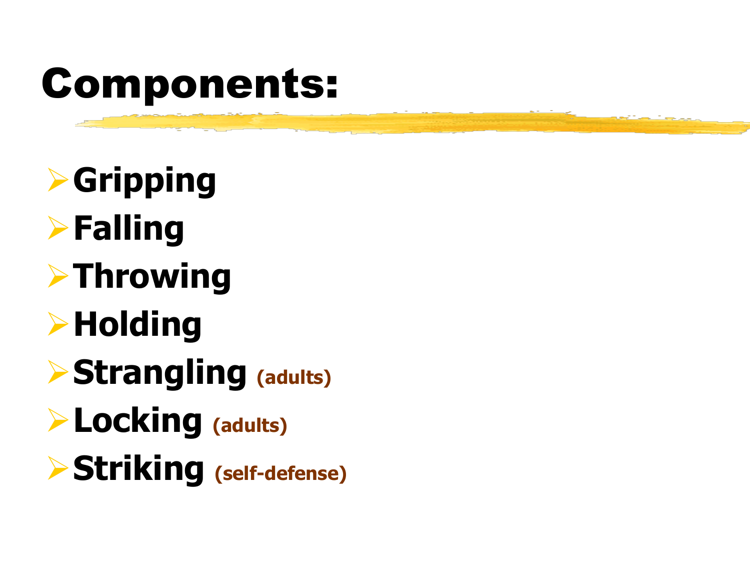# Components:

- **Gripping**
- **Falling**
- **Throwing**
- **Holding**
- **Strangling** (adults)
- **Locking** (adults)
- **Striking** (self-defense)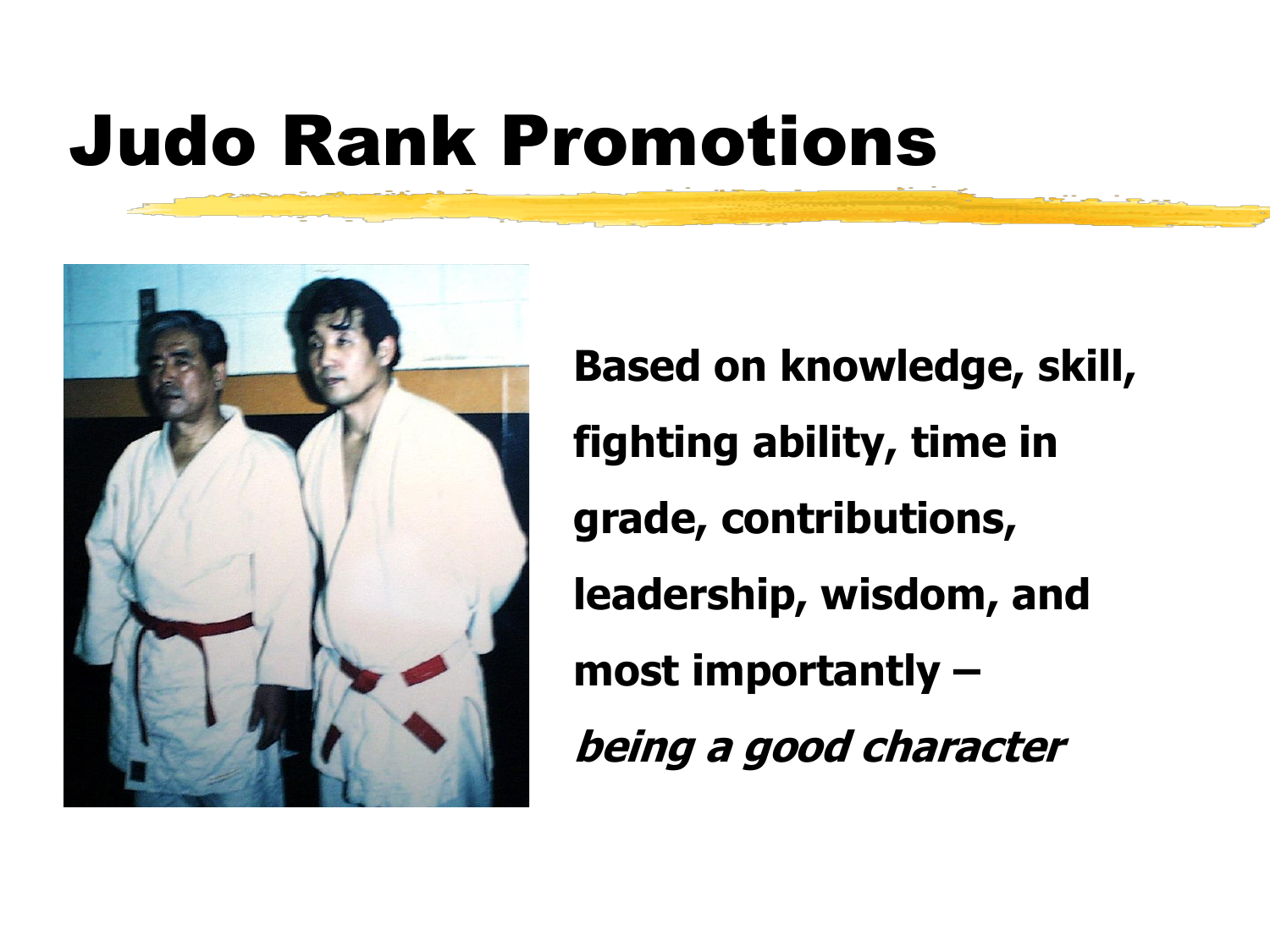# Judo Rank Promotions

**Based on knowledge, skill, fighting ability, time in grade, contributions, leadership, wisdom, and most importantly –**
***being a good character***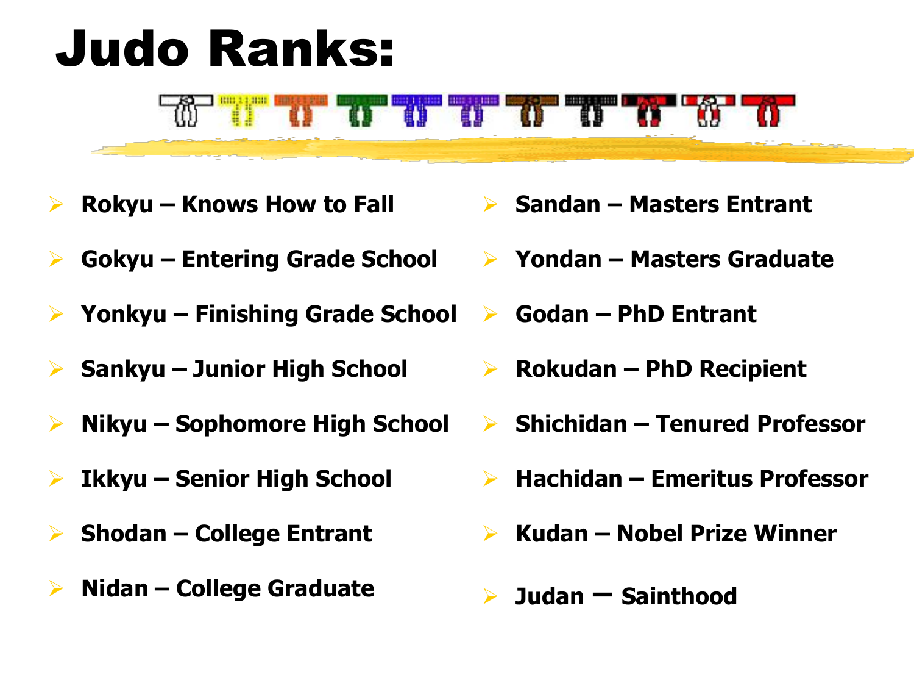# Judo Ranks:

- **Rokyu – Knows How to Fall**
- **Gokyu – Entering Grade School**
- **Yonkyu – Finishing Grade School**
- **Sankyu – Junior High School**
- **Nikyu – Sophomore High School**
- **Ikkyu – Senior High School**
- **Shodan – College Entrant**
- **Nidan – College Graduate**
- **Sandan – Masters Entrant**
- **Yondan – Masters Graduate**
- **Godan – PhD Entrant**
- **Rokudan – PhD Recipient**
- **Shichidan – Tenured Professor**
- **Hachidan – Emeritus Professor**
- **Kudan – Nobel Prize Winner**
- **Judan – Sainthood**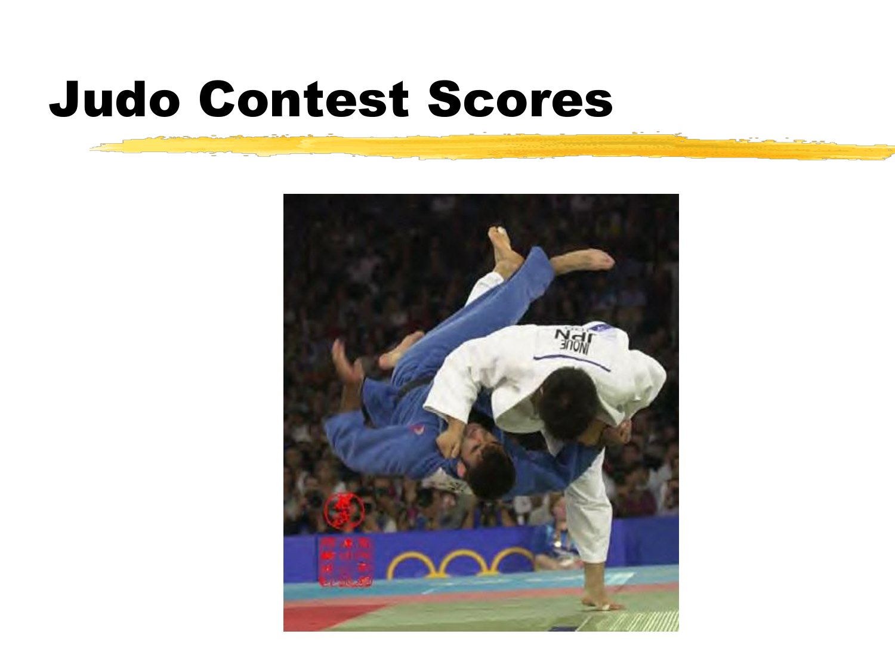# Judo Contest Scores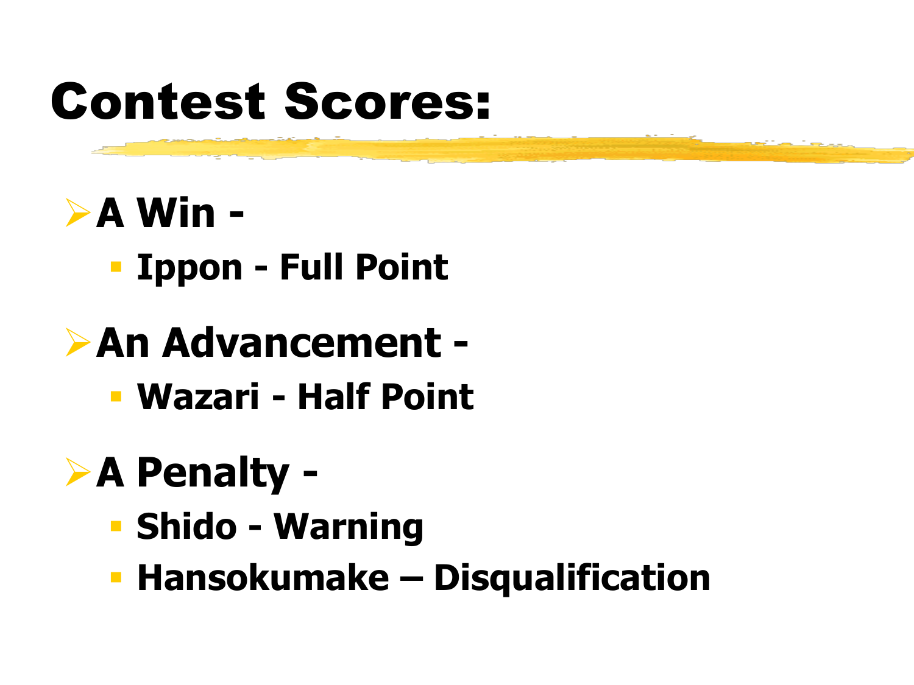# Contest Scores:

- **A Win -**
  - **Ippon - Full Point**
- **An Advancement -**
  - **Wazari - Half Point**
- **A Penalty -**
  - **Shido - Warning**
  - **Hansokumake – Disqualification**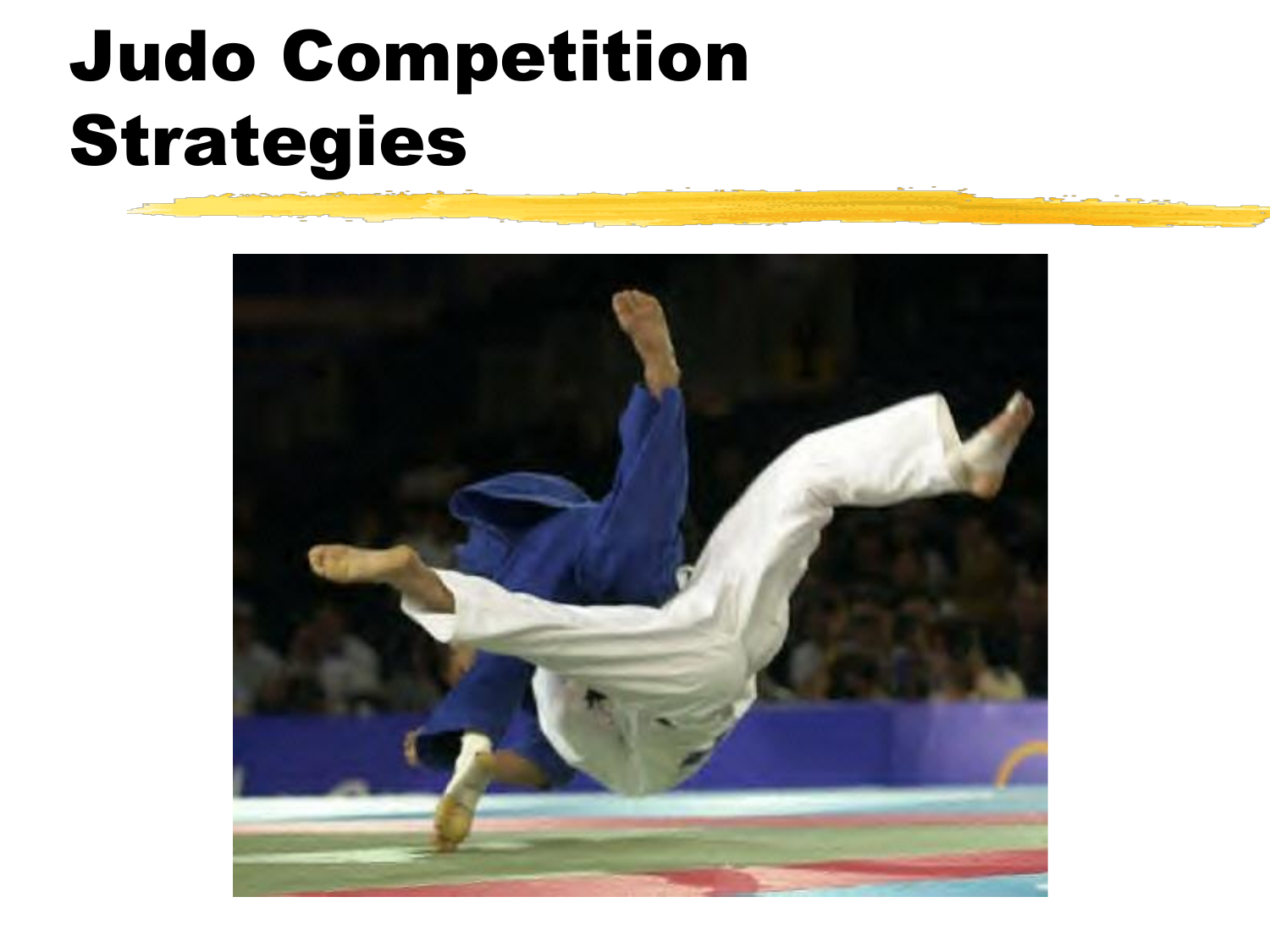# Judo Competition Strategies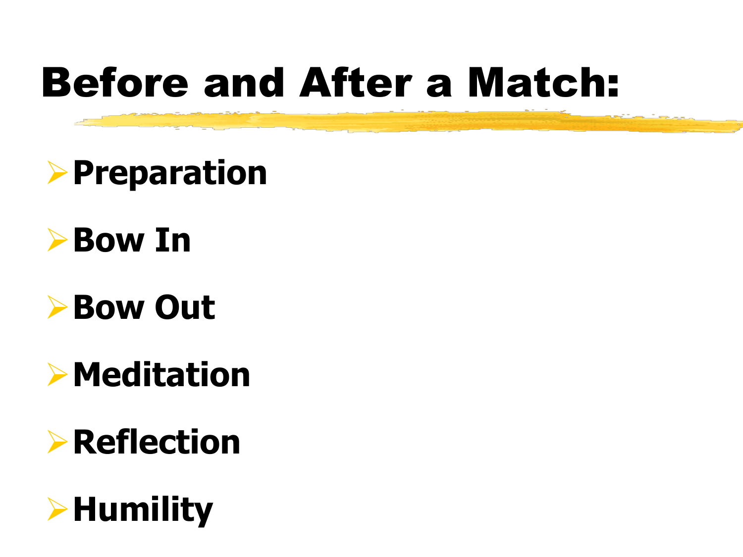# Before and After a Match:

- **Preparation**
- **Bow In**
- **Bow Out**
- **Meditation**
- **Reflection**
- **Humility**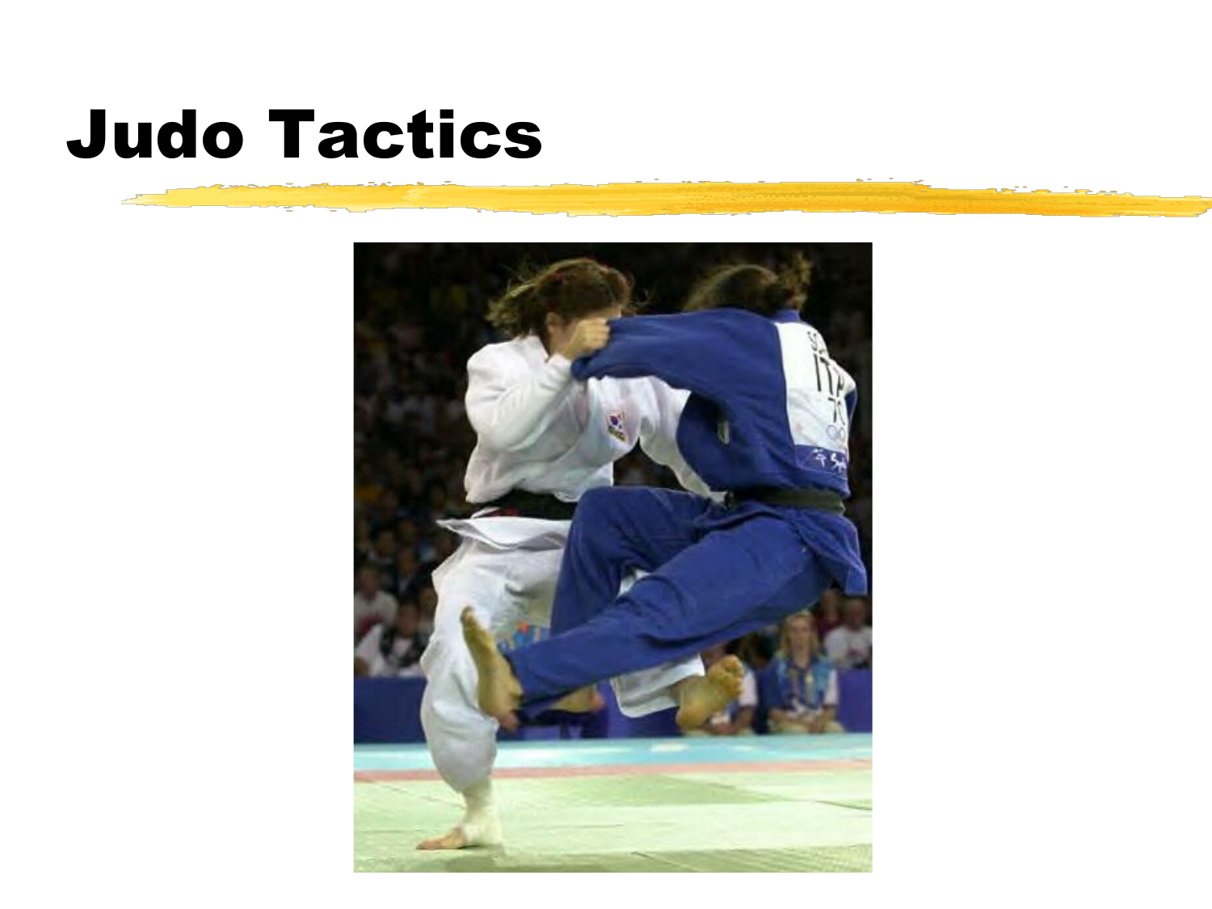# Judo Tactics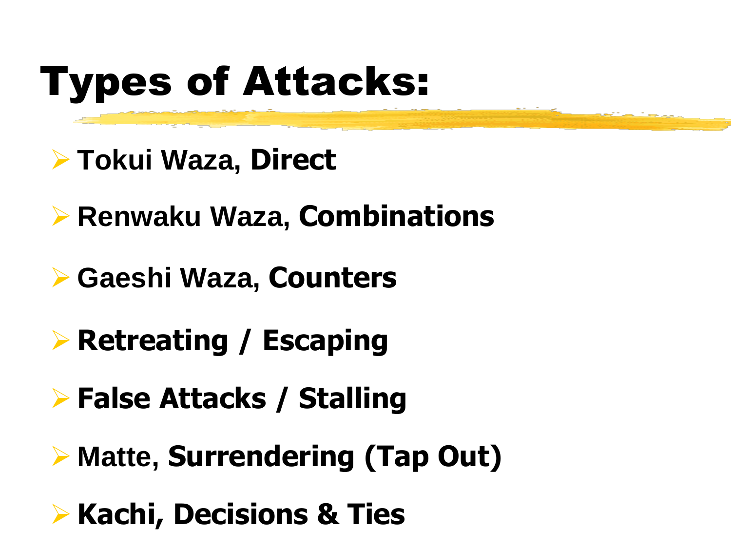# Types of Attacks:

- **Tokui Waza, Direct**
- **Renwaku Waza, Combinations**
- **Gaeshi Waza, Counters**
- **Retreating / Escaping**
- **False Attacks / Stalling**
- **Matte, Surrendering (Tap Out)**
- **Kachi, Decisions & Ties**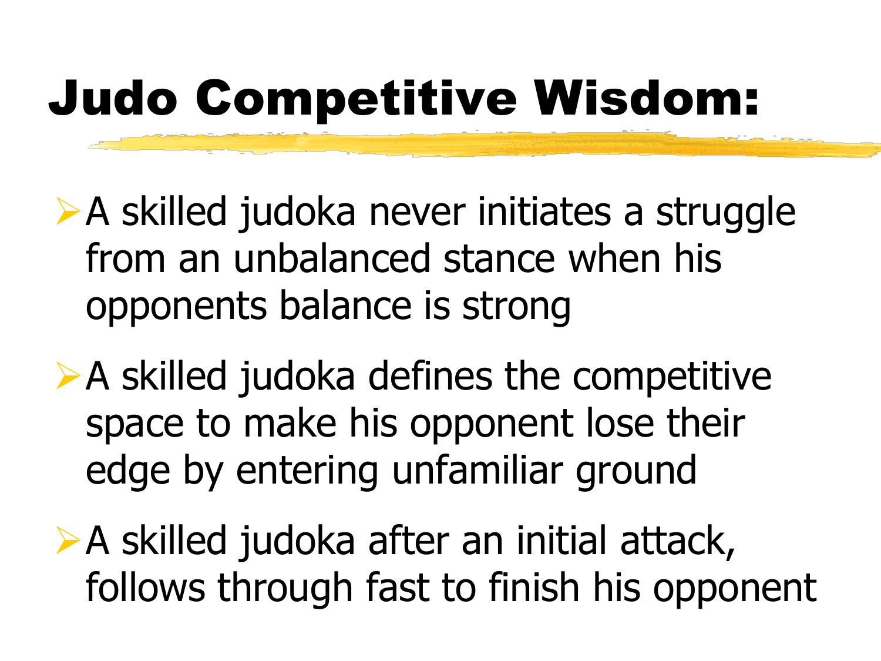# Judo Competitive Wisdom:

- A skilled judoka never initiates a struggle from an unbalanced stance when his opponents balance is strong
- A skilled judoka defines the competitive space to make his opponent lose their edge by entering unfamiliar ground
- A skilled judoka after an initial attack, follows through fast to finish his opponent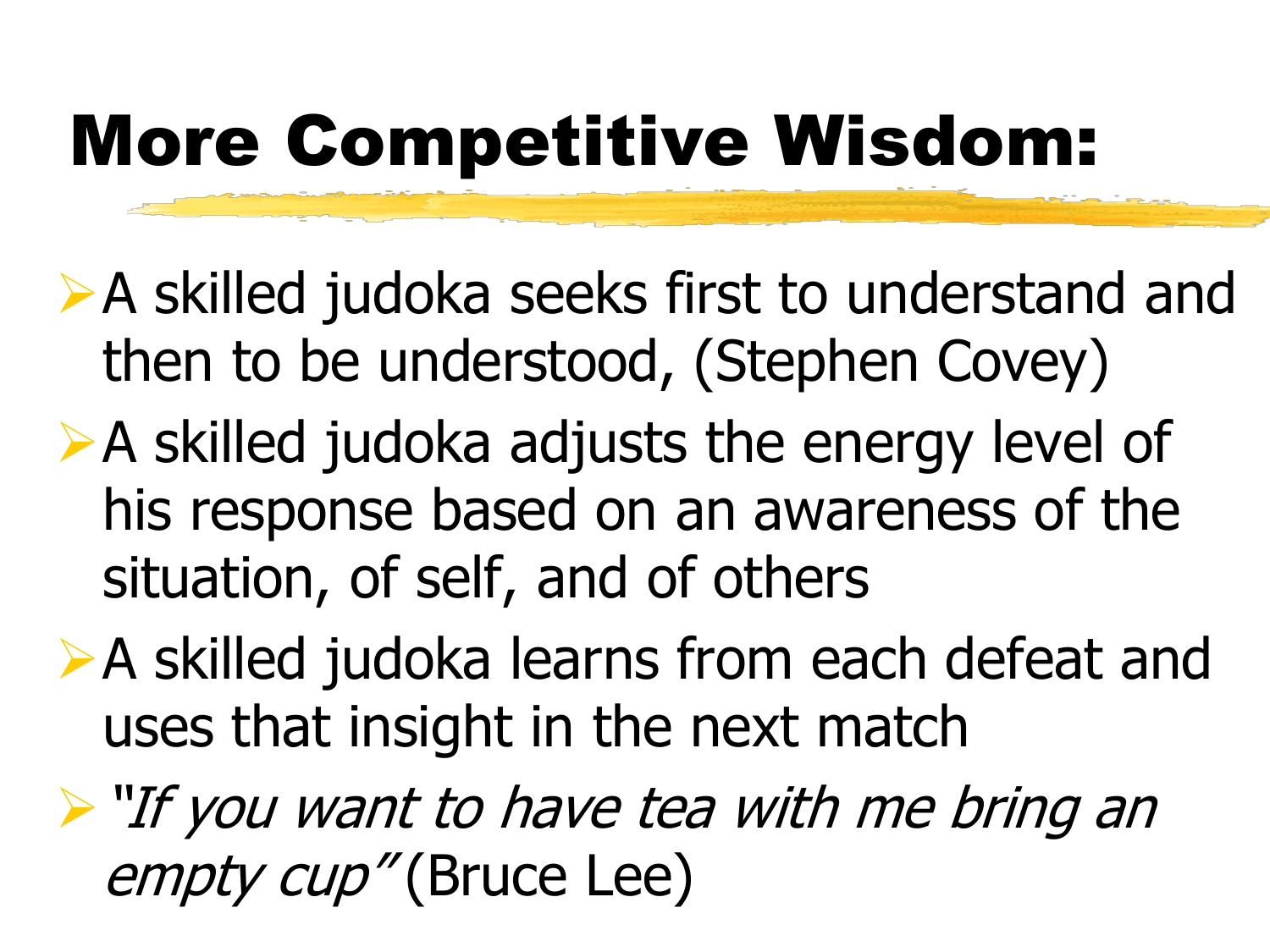# More Competitive Wisdom:

- A skilled judoka seeks first to understand and then to be understood, (Stephen Covey)
- A skilled judoka adjusts the energy level of his response based on an awareness of the situation, of self, and of others
- A skilled judoka learns from each defeat and uses that insight in the next match
- *"If you want to have tea with me bring an empty cup"* (Bruce Lee)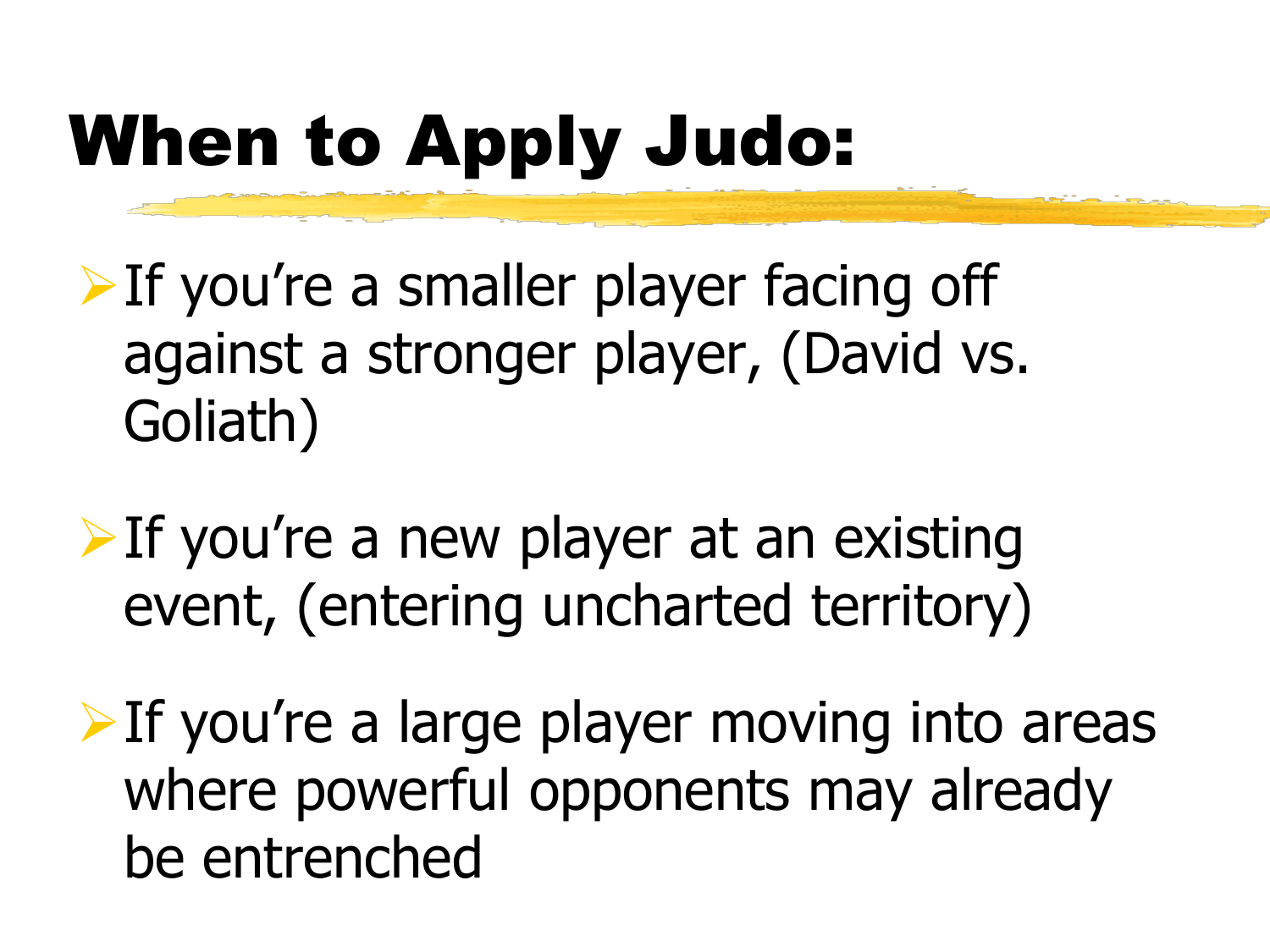# When to Apply Judo:

- If you're a smaller player facing off against a stronger player, (David vs. Goliath)
- If you're a new player at an existing event, (entering uncharted territory)
- If you're a large player moving into areas where powerful opponents may already be entrenched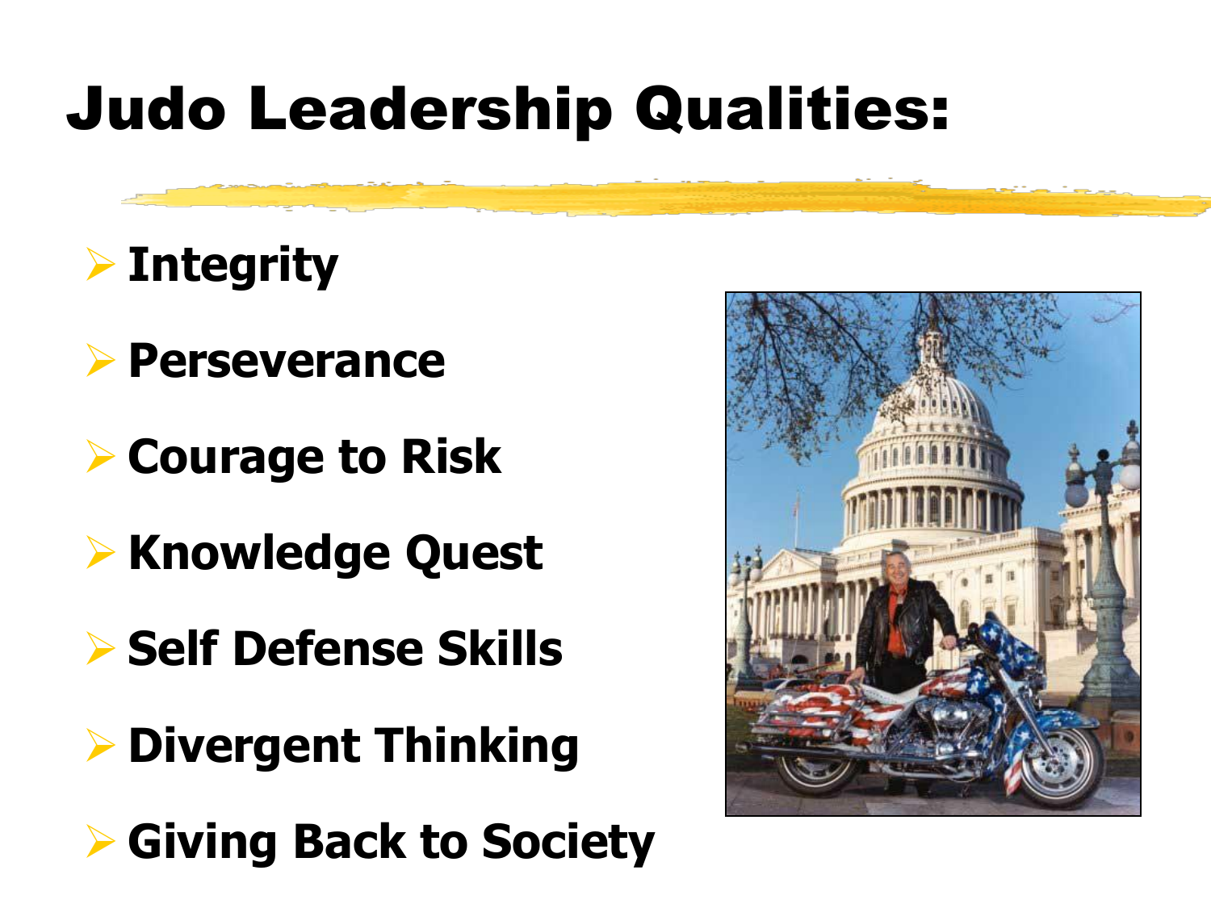# Judo Leadership Qualities:

- **Integrity**
- **Perseverance**
- **Courage to Risk**
- **Knowledge Quest**
- **Self Defense Skills**
- **Divergent Thinking**
- **Giving Back to Society**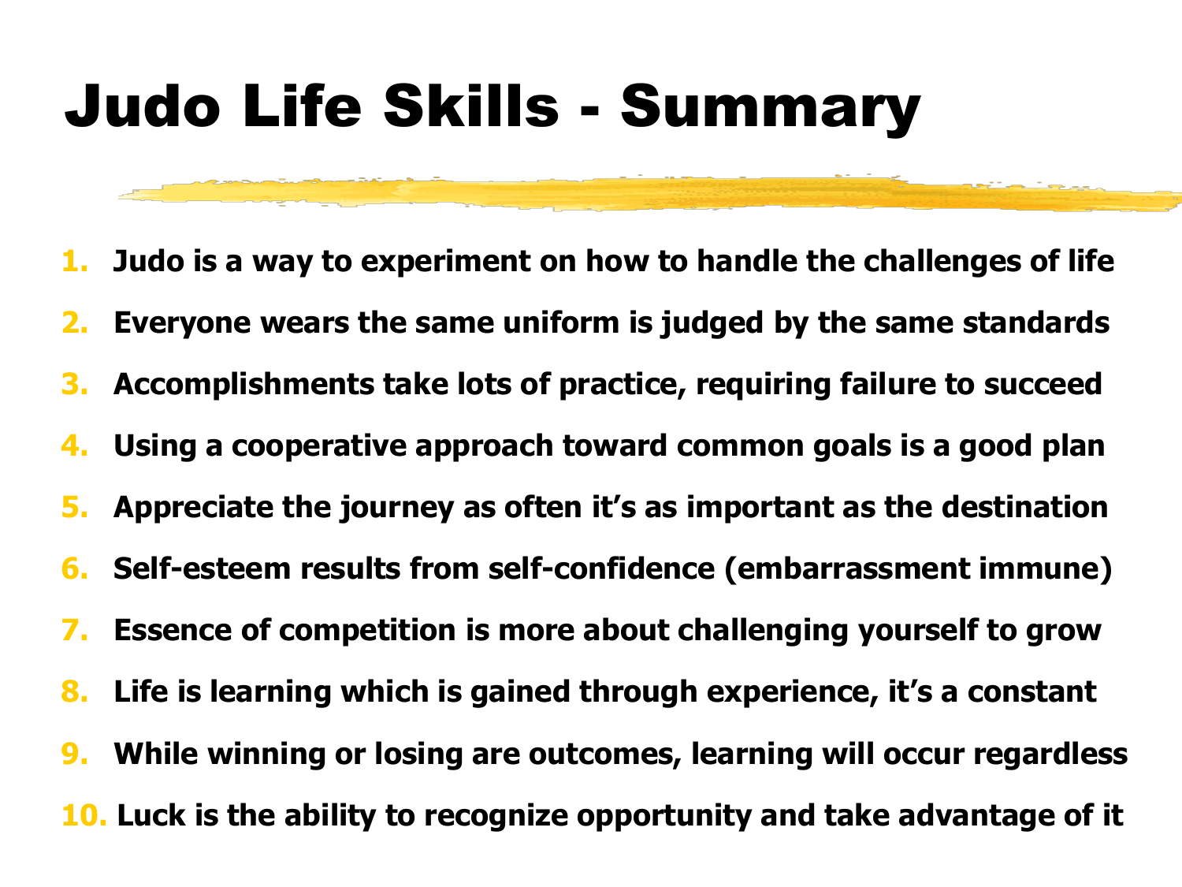# Judo Life Skills - Summary

1. **Judo is a way to experiment on how to handle the challenges of life**
2. **Everyone wears the same uniform is judged by the same standards**
3. **Accomplishments take lots of practice, requiring failure to succeed**
4. **Using a cooperative approach toward common goals is a good plan**
5. **Appreciate the journey as often it's as important as the destination**
6. **Self-esteem results from self-confidence (embarrassment immune)**
7. **Essence of competition is more about challenging yourself to grow**
8. **Life is learning which is gained through experience, it's a constant**
9. **While winning or losing are outcomes, learning will occur regardless**
10. **Luck is the ability to recognize opportunity and take advantage of it**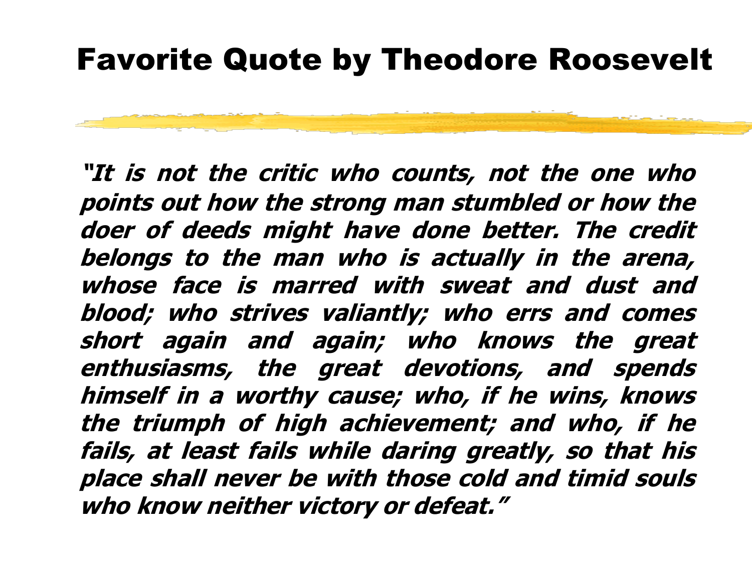# Favorite Quote by Theodore Roosevelt

***"It is not the critic who counts, not the one who points out how the strong man stumbled or how the doer of deeds might have done better. The credit belongs to the man who is actually in the arena, whose face is marred with sweat and dust and blood; who strives valiantly; who errs and comes short again and again; who knows the great enthusiasms, the great devotions, and spends himself in a worthy cause; who, if he wins, knows the triumph of high achievement; and who, if he fails, at least fails while daring greatly, so that his place shall never be with those cold and timid souls who know neither victory or defeat."***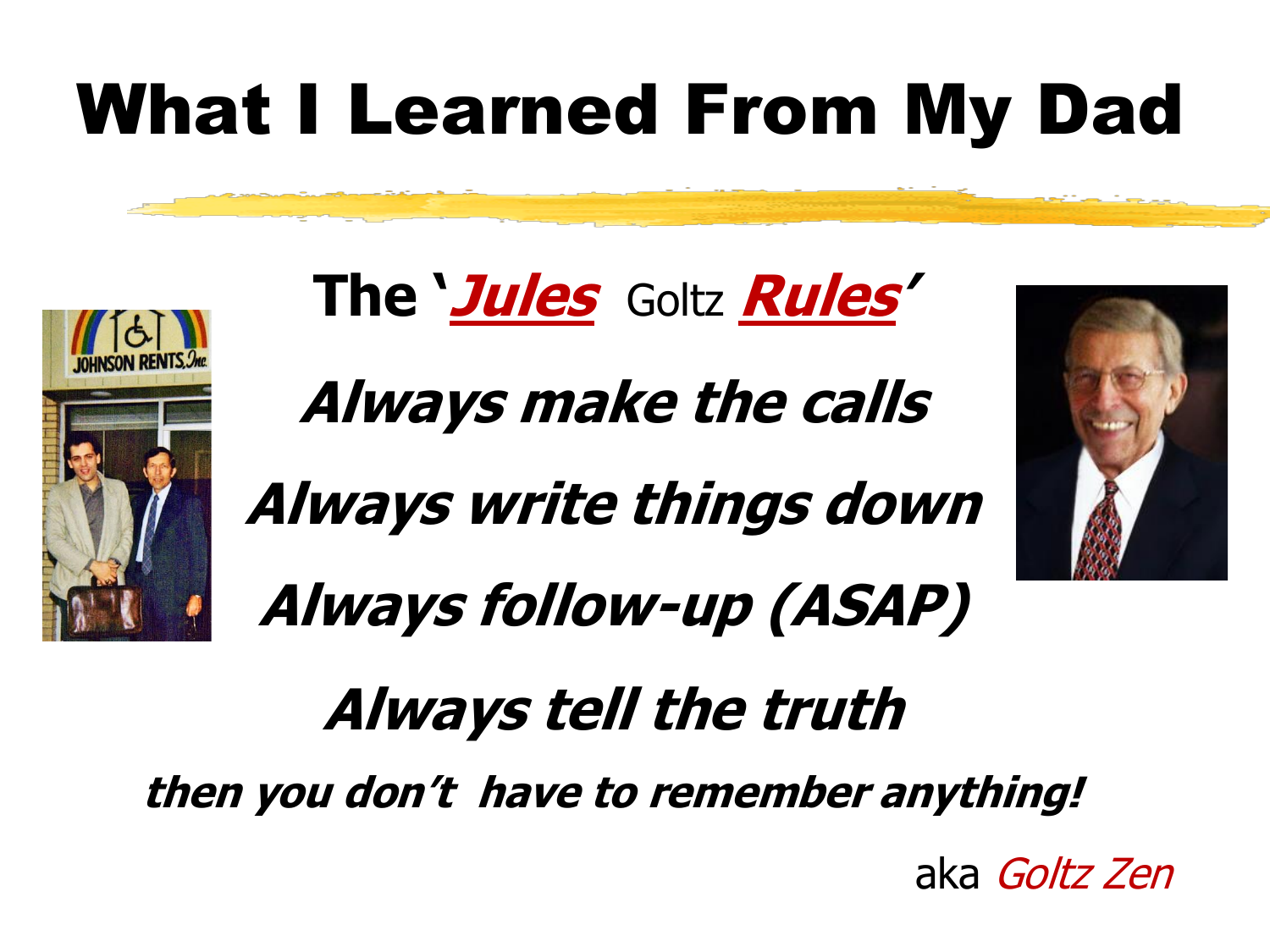# What I Learned From My Dad

**The '*Jules* Goltz *Rules*'**

***Always make the calls***

***Always write things down***

***Always follow-up (ASAP)***

***Always tell the truth***

***then you don't have to remember anything!***

aka *Goltz Zen*